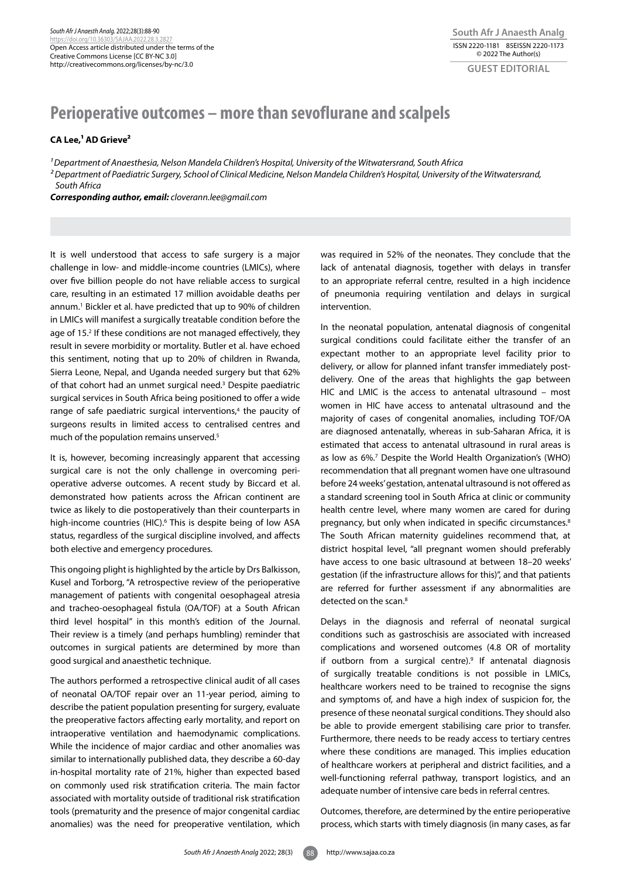South Afr J Anaesth Analg. 2022;28(3):88-90
https://doi.org/10.36303/SAJAA.2022.28.3.2827
Open Access article distributed under the terms of the Creative Commons License [CC BY-NC 3.0]
http://creativecommons.org/licenses/by-nc/3.0

**South Afr J Anaesth Analg**
ISSN 2220-1181 EISSN 2220-1173
© 2022 The Author(s)

**GUEST EDITORIAL**

# Perioperative outcomes – more than sevoflurane and scalpels

**CA Lee,[1] AD Grieve[2]**

*[1] Department of Anaesthesia, Nelson Mandela Children's Hospital, University of the Witwatersrand, South Africa*
*[2] Department of Paediatric Surgery, School of Clinical Medicine, Nelson Mandela Children's Hospital, University of the Witwatersrand, South Africa*

***Corresponding author, email:*** *cloverann.lee@gmail.com*

It is well understood that access to safe surgery is a major challenge in low- and middle-income countries (LMICs), where over five billion people do not have reliable access to surgical care, resulting in an estimated 17 million avoidable deaths per annum.[1] Bickler et al. have predicted that up to 90% of children in LMICs will manifest a surgically treatable condition before the age of 15.[2] If these conditions are not managed effectively, they result in severe morbidity or mortality. Butler et al. have echoed this sentiment, noting that up to 20% of children in Rwanda, Sierra Leone, Nepal, and Uganda needed surgery but that 62% of that cohort had an unmet surgical need.[3] Despite paediatric surgical services in South Africa being positioned to offer a wide range of safe paediatric surgical interventions,[4] the paucity of surgeons results in limited access to centralised centres and much of the population remains unserved.[5]

It is, however, becoming increasingly apparent that accessing surgical care is not the only challenge in overcoming perioperative adverse outcomes. A recent study by Biccard et al. demonstrated how patients across the African continent are twice as likely to die postoperatively than their counterparts in high-income countries (HIC).[6] This is despite being of low ASA status, regardless of the surgical discipline involved, and affects both elective and emergency procedures.

This ongoing plight is highlighted by the article by Drs Balkisson, Kusel and Torborg, "A retrospective review of the perioperative management of patients with congenital oesophageal atresia and tracheo-oesophageal fistula (OA/TOF) at a South African third level hospital" in this month's edition of the Journal. Their review is a timely (and perhaps humbling) reminder that outcomes in surgical patients are determined by more than good surgical and anaesthetic technique.

The authors performed a retrospective clinical audit of all cases of neonatal OA/TOF repair over an 11-year period, aiming to describe the patient population presenting for surgery, evaluate the preoperative factors affecting early mortality, and report on intraoperative ventilation and haemodynamic complications. While the incidence of major cardiac and other anomalies was similar to internationally published data, they describe a 60-day in-hospital mortality rate of 21%, higher than expected based on commonly used risk stratification criteria. The main factor associated with mortality outside of traditional risk stratification tools (prematurity and the presence of major congenital cardiac anomalies) was the need for preoperative ventilation, which was required in 52% of the neonates. They conclude that the lack of antenatal diagnosis, together with delays in transfer to an appropriate referral centre, resulted in a high incidence of pneumonia requiring ventilation and delays in surgical intervention.

In the neonatal population, antenatal diagnosis of congenital surgical conditions could facilitate either the transfer of an expectant mother to an appropriate level facility prior to delivery, or allow for planned infant transfer immediately post-delivery. One of the areas that highlights the gap between HIC and LMIC is the access to antenatal ultrasound – most women in HIC have access to antenatal ultrasound and the majority of cases of congenital anomalies, including TOF/OA are diagnosed antenatally, whereas in sub-Saharan Africa, it is estimated that access to antenatal ultrasound in rural areas is as low as 6%.[7] Despite the World Health Organization's (WHO) recommendation that all pregnant women have one ultrasound before 24 weeks' gestation, antenatal ultrasound is not offered as a standard screening tool in South Africa at clinic or community health centre level, where many women are cared for during pregnancy, but only when indicated in specific circumstances.[8] The South African maternity guidelines recommend that, at district hospital level, "all pregnant women should preferably have access to one basic ultrasound at between 18–20 weeks' gestation (if the infrastructure allows for this)", and that patients are referred for further assessment if any abnormalities are detected on the scan.[8]

Delays in the diagnosis and referral of neonatal surgical conditions such as gastroschisis are associated with increased complications and worsened outcomes (4.8 OR of mortality if outborn from a surgical centre).[9] If antenatal diagnosis of surgically treatable conditions is not possible in LMICs, healthcare workers need to be trained to recognise the signs and symptoms of, and have a high index of suspicion for, the presence of these neonatal surgical conditions. They should also be able to provide emergent stabilising care prior to transfer. Furthermore, there needs to be ready access to tertiary centres where these conditions are managed. This implies education of healthcare workers at peripheral and district facilities, and a well-functioning referral pathway, transport logistics, and an adequate number of intensive care beds in referral centres.

Outcomes, therefore, are determined by the entire perioperative process, which starts with timely diagnosis (in many cases, as far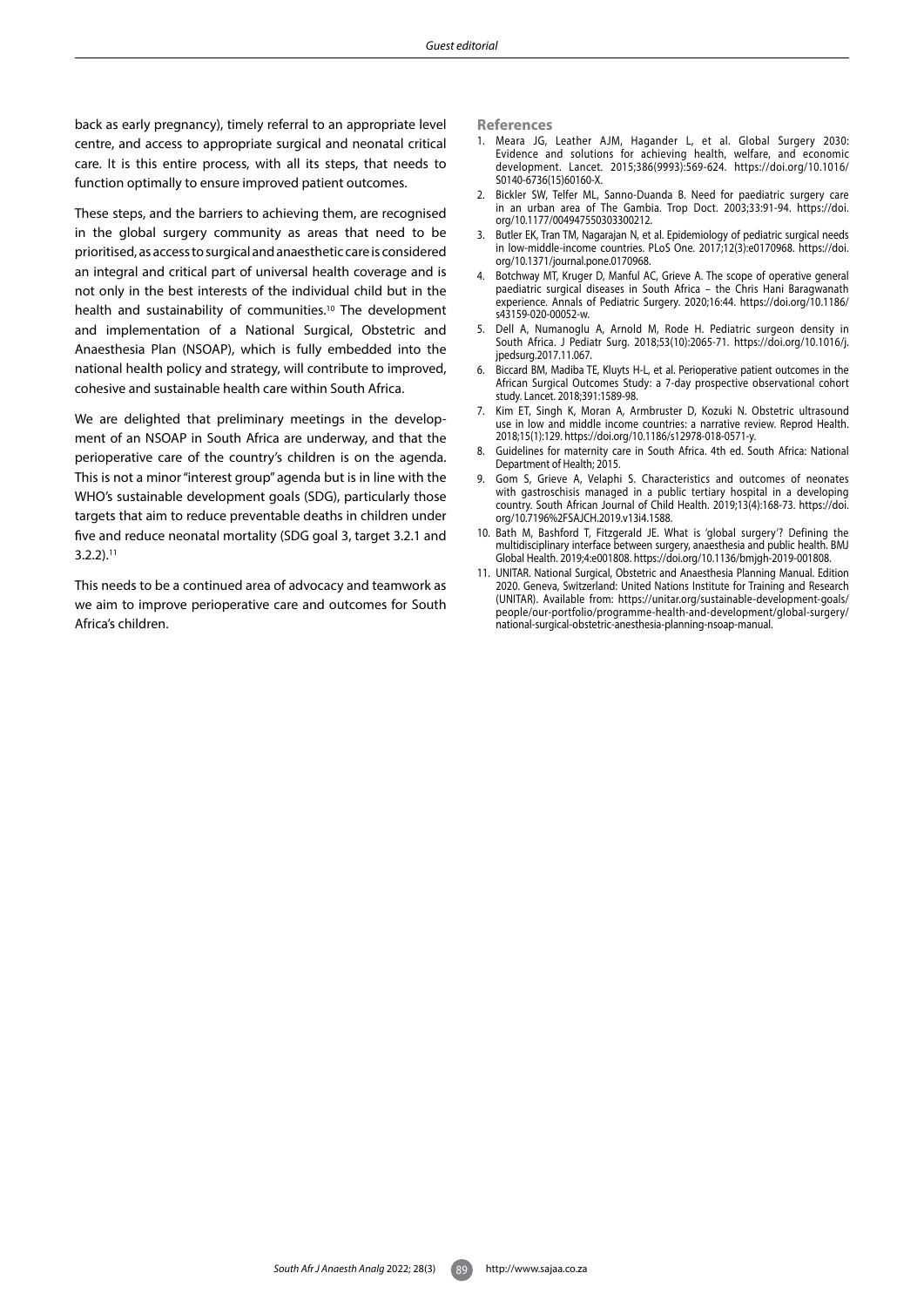back as early pregnancy), timely referral to an appropriate level centre, and access to appropriate surgical and neonatal critical care. It is this entire process, with all its steps, that needs to function optimally to ensure improved patient outcomes.

These steps, and the barriers to achieving them, are recognised in the global surgery community as areas that need to be prioritised, as access to surgical and anaesthetic care is considered an integral and critical part of universal health coverage and is not only in the best interests of the individual child but in the health and sustainability of communities.[10] The development and implementation of a National Surgical, Obstetric and Anaesthesia Plan (NSOAP), which is fully embedded into the national health policy and strategy, will contribute to improved, cohesive and sustainable health care within South Africa.

We are delighted that preliminary meetings in the development of an NSOAP in South Africa are underway, and that the perioperative care of the country's children is on the agenda. This is not a minor "interest group" agenda but is in line with the WHO's sustainable development goals (SDG), particularly those targets that aim to reduce preventable deaths in children under five and reduce neonatal mortality (SDG goal 3, target 3.2.1 and 3.2.2).[11]

This needs to be a continued area of advocacy and teamwork as we aim to improve perioperative care and outcomes for South Africa's children.

## References

1. Meara JG, Leather AJM, Hagander L, et al. Global Surgery 2030: Evidence and solutions for achieving health, welfare, and economic development. Lancet. 2015;386(9993):569-624. https://doi.org/10.1016/S0140-6736(15)60160-X.
2. Bickler SW, Telfer ML, Sanno-Duanda B. Need for paediatric surgery care in an urban area of The Gambia. Trop Doct. 2003;33:91-94. https://doi.org/10.1177/004947550303300212.
3. Butler EK, Tran TM, Nagarajan N, et al. Epidemiology of pediatric surgical needs in low-middle-income countries. PLoS One. 2017;12(3):e0170968. https://doi.org/10.1371/journal.pone.0170968.
4. Botchway MT, Kruger D, Manful AC, Grieve A. The scope of operative general paediatric surgical diseases in South Africa – the Chris Hani Baragwanath experience. Annals of Pediatric Surgery. 2020;16:44. https://doi.org/10.1186/s43159-020-00052-w.
5. Dell A, Numanoglu A, Arnold M, Rode H. Pediatric surgeon density in South Africa. J Pediatr Surg. 2018;53(10):2065-71. https://doi.org/10.1016/j.jpedsurg.2017.11.067.
6. Biccard BM, Madiba TE, Kluyts H-L, et al. Perioperative patient outcomes in the African Surgical Outcomes Study: a 7-day prospective observational cohort study. Lancet. 2018;391:1589-98.
7. Kim ET, Singh K, Moran A, Armbruster D, Kozuki N. Obstetric ultrasound use in low and middle income countries: a narrative review. Reprod Health. 2018;15(1):129. https://doi.org/10.1186/s12978-018-0571-y.
8. Guidelines for maternity care in South Africa. 4th ed. South Africa: National Department of Health; 2015.
9. Gom S, Grieve A, Velaphi S. Characteristics and outcomes of neonates with gastroschisis managed in a public tertiary hospital in a developing country. South African Journal of Child Health. 2019;13(4):168-73. https://doi.org/10.7196%2FSAJCH.2019.v13i4.1588.
10. Bath M, Bashford T, Fitzgerald JE. What is 'global surgery'? Defining the multidisciplinary interface between surgery, anaesthesia and public health. BMJ Global Health. 2019;4:e001808. https://doi.org/10.1136/bmjgh-2019-001808.
11. UNITAR. National Surgical, Obstetric and Anaesthesia Planning Manual. Edition 2020. Geneva, Switzerland: United Nations Institute for Training and Research (UNITAR). Available from: https://unitar.org/sustainable-development-goals/people/our-portfolio/programme-health-and-development/global-surgery/national-surgical-obstetric-anesthesia-planning-nsoap-manual.